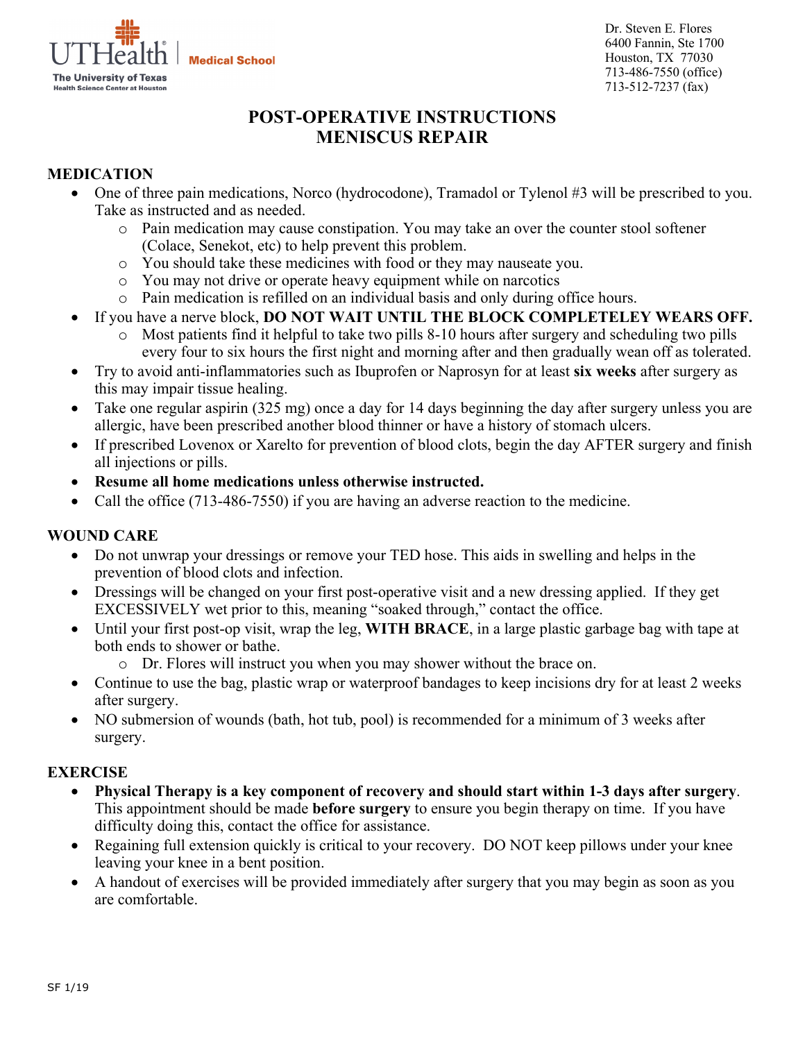UTHealth | Medical School
The University of Texas Health Science Center at Houston

Dr. Steven E. Flores
6400 Fannin, Ste 1700
Houston, TX 77030
713-486-7550 (office)
713-512-7237 (fax)

# POST-OPERATIVE INSTRUCTIONS
# MENISCUS REPAIR

## MEDICATION

- One of three pain medications, Norco (hydrocodone), Tramadol or Tylenol #3 will be prescribed to you. Take as instructed and as needed.
    - Pain medication may cause constipation. You may take an over the counter stool softener (Colace, Senekot, etc) to help prevent this problem.
    - You should take these medicines with food or they may nauseate you.
    - You may not drive or operate heavy equipment while on narcotics
    - Pain medication is refilled on an individual basis and only during office hours.
- If you have a nerve block, **DO NOT WAIT UNTIL THE BLOCK COMPLETELEY WEARS OFF.**
    - Most patients find it helpful to take two pills 8-10 hours after surgery and scheduling two pills every four to six hours the first night and morning after and then gradually wean off as tolerated.
- Try to avoid anti-inflammatories such as Ibuprofen or Naprosyn for at least **six weeks** after surgery as this may impair tissue healing.
- Take one regular aspirin (325 mg) once a day for 14 days beginning the day after surgery unless you are allergic, have been prescribed another blood thinner or have a history of stomach ulcers.
- If prescribed Lovenox or Xarelto for prevention of blood clots, begin the day AFTER surgery and finish all injections or pills.
- **Resume all home medications unless otherwise instructed.**
- Call the office (713-486-7550) if you are having an adverse reaction to the medicine.

## WOUND CARE

- Do not unwrap your dressings or remove your TED hose. This aids in swelling and helps in the prevention of blood clots and infection.
- Dressings will be changed on your first post-operative visit and a new dressing applied. If they get EXCESSIVELY wet prior to this, meaning "soaked through," contact the office.
- Until your first post-op visit, wrap the leg, **WITH BRACE**, in a large plastic garbage bag with tape at both ends to shower or bathe.
    - Dr. Flores will instruct you when you may shower without the brace on.
- Continue to use the bag, plastic wrap or waterproof bandages to keep incisions dry for at least 2 weeks after surgery.
- NO submersion of wounds (bath, hot tub, pool) is recommended for a minimum of 3 weeks after surgery.

## EXERCISE

- **Physical Therapy is a key component of recovery and should start within 1-3 days after surgery**. This appointment should be made **before surgery** to ensure you begin therapy on time. If you have difficulty doing this, contact the office for assistance.
- Regaining full extension quickly is critical to your recovery. DO NOT keep pillows under your knee leaving your knee in a bent position.
- A handout of exercises will be provided immediately after surgery that you may begin as soon as you are comfortable.

SF 1/19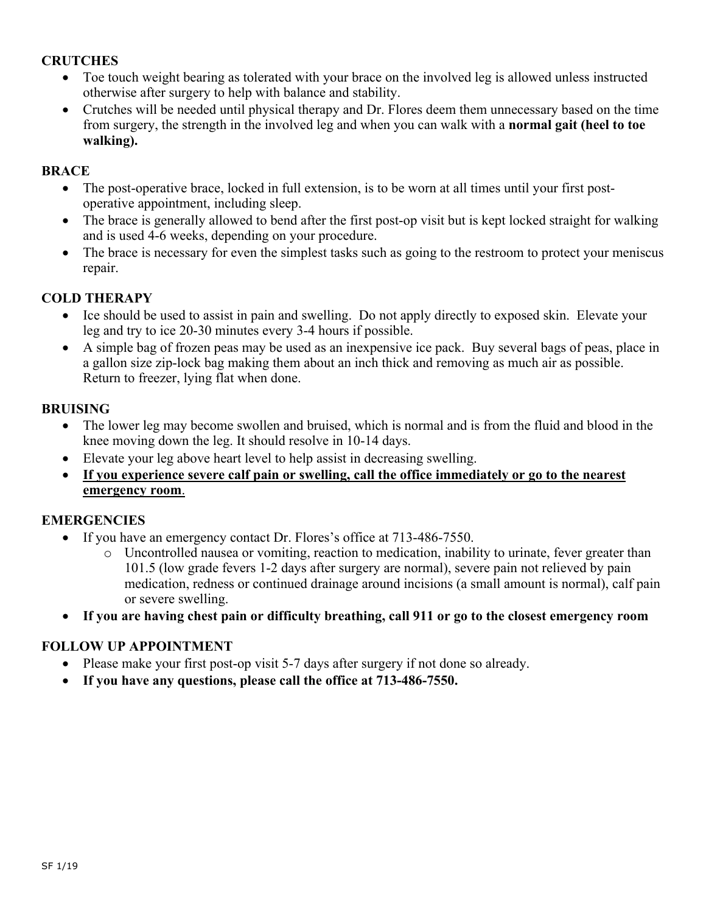**CRUTCHES**

- Toe touch weight bearing as tolerated with your brace on the involved leg is allowed unless instructed otherwise after surgery to help with balance and stability.
- Crutches will be needed until physical therapy and Dr. Flores deem them unnecessary based on the time from surgery, the strength in the involved leg and when you can walk with a **normal gait (heel to toe walking).**

**BRACE**

- The post-operative brace, locked in full extension, is to be worn at all times until your first post-operative appointment, including sleep.
- The brace is generally allowed to bend after the first post-op visit but is kept locked straight for walking and is used 4-6 weeks, depending on your procedure.
- The brace is necessary for even the simplest tasks such as going to the restroom to protect your meniscus repair.

**COLD THERAPY**

- Ice should be used to assist in pain and swelling. Do not apply directly to exposed skin. Elevate your leg and try to ice 20-30 minutes every 3-4 hours if possible.
- A simple bag of frozen peas may be used as an inexpensive ice pack. Buy several bags of peas, place in a gallon size zip-lock bag making them about an inch thick and removing as much air as possible. Return to freezer, lying flat when done.

**BRUISING**

- The lower leg may become swollen and bruised, which is normal and is from the fluid and blood in the knee moving down the leg. It should resolve in 10-14 days.
- Elevate your leg above heart level to help assist in decreasing swelling.
- **<u>If you experience severe calf pain or swelling, call the office immediately or go to the nearest emergency room</u>**.

**EMERGENCIES**

- If you have an emergency contact Dr. Flores's office at 713-486-7550.
  - Uncontrolled nausea or vomiting, reaction to medication, inability to urinate, fever greater than 101.5 (low grade fevers 1-2 days after surgery are normal), severe pain not relieved by pain medication, redness or continued drainage around incisions (a small amount is normal), calf pain or severe swelling.
- **If you are having chest pain or difficulty breathing, call 911 or go to the closest emergency room**

**FOLLOW UP APPOINTMENT**

- Please make your first post-op visit 5-7 days after surgery if not done so already.
- **If you have any questions, please call the office at 713-486-7550.**

SF 1/19